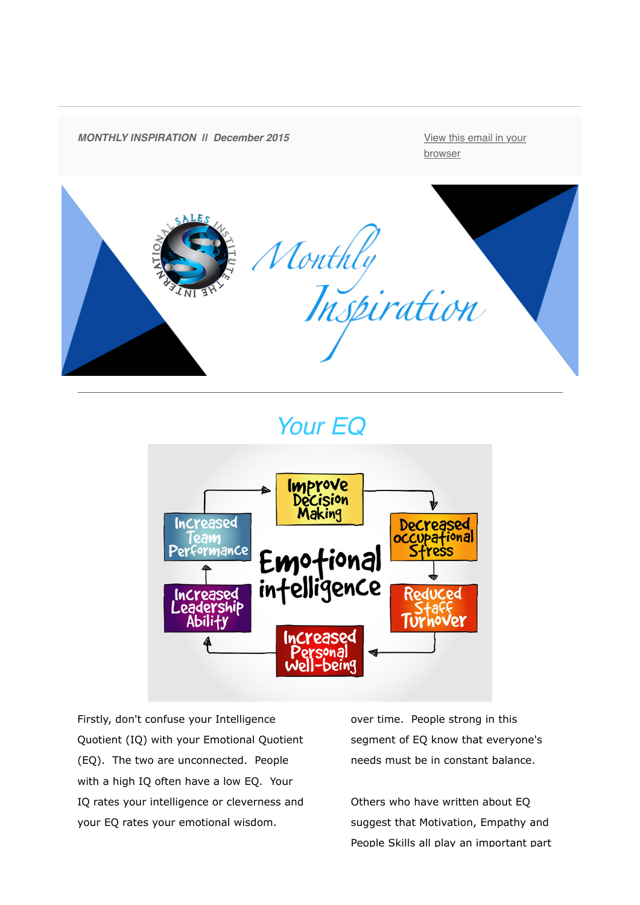**MONTHLY INSPIRATION // December 2015**

[View this email in your browser]

# Monthly Inspiration

## Your EQ

Firstly, don't confuse your Intelligence Quotient (IQ) with your Emotional Quotient (EQ). The two are unconnected. People with a high IQ often have a low EQ. Your IQ rates your intelligence or cleverness and your EQ rates your emotional wisdom.

over time. People strong in this segment of EQ know that everyone's needs must be in constant balance.

Others who have written about EQ suggest that Motivation, Empathy and People Skills all play an important part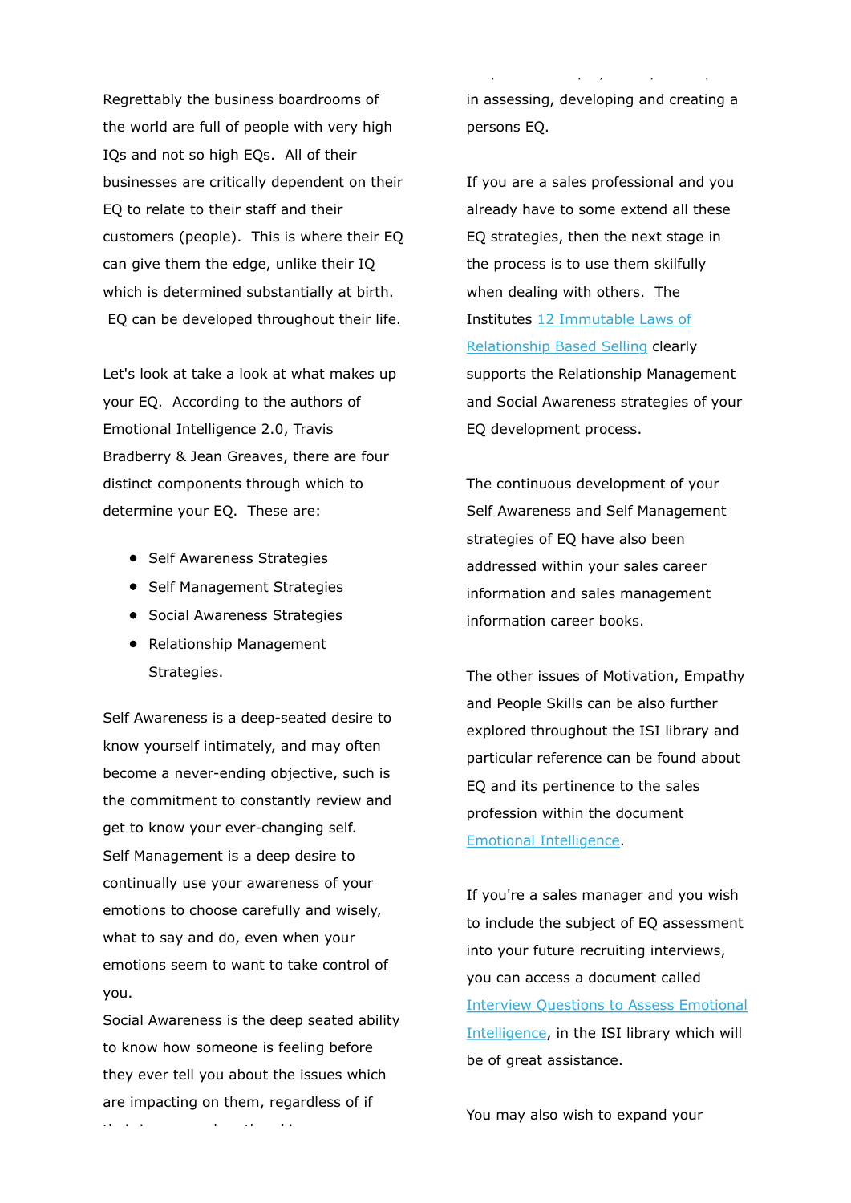Regrettably the business boardrooms of the world are full of people with very high IQs and not so high EQs. All of their businesses are critically dependent on their EQ to relate to their staff and their customers (people). This is where their EQ can give them the edge, unlike their IQ which is determined substantially at birth. EQ can be developed throughout their life.

Let's look at take a look at what makes up your EQ. According to the authors of Emotional Intelligence 2.0, Travis Bradberry & Jean Greaves, there are four distinct components through which to determine your EQ. These are:

- Self Awareness Strategies
- Self Management Strategies
- Social Awareness Strategies
- Relationship Management Strategies.

Self Awareness is a deep-seated desire to know yourself intimately, and may often become a never-ending objective, such is the commitment to constantly review and get to know your ever-changing self.

Self Management is a deep desire to continually use your awareness of your emotions to choose carefully and wisely, what to say and do, even when your emotions seem to want to take control of you.

Social Awareness is the deep seated ability to know how someone is feeling before they ever tell you about the issues which are impacting on them, regardless of if

in assessing, developing and creating a persons EQ.

If you are a sales professional and you already have to some extend all these EQ strategies, then the next stage in the process is to use them skilfully when dealing with others. The Institutes [12 Immutable Laws of Relationship Based Selling] clearly supports the Relationship Management and Social Awareness strategies of your EQ development process.

The continuous development of your Self Awareness and Self Management strategies of EQ have also been addressed within your sales career information and sales management information career books.

The other issues of Motivation, Empathy and People Skills can be also further explored throughout the ISI library and particular reference can be found about EQ and its pertinence to the sales profession within the document [Emotional Intelligence].

If you're a sales manager and you wish to include the subject of EQ assessment into your future recruiting interviews, you can access a document called [Interview Questions to Assess Emotional Intelligence], in the ISI library which will be of great assistance.

You may also wish to expand your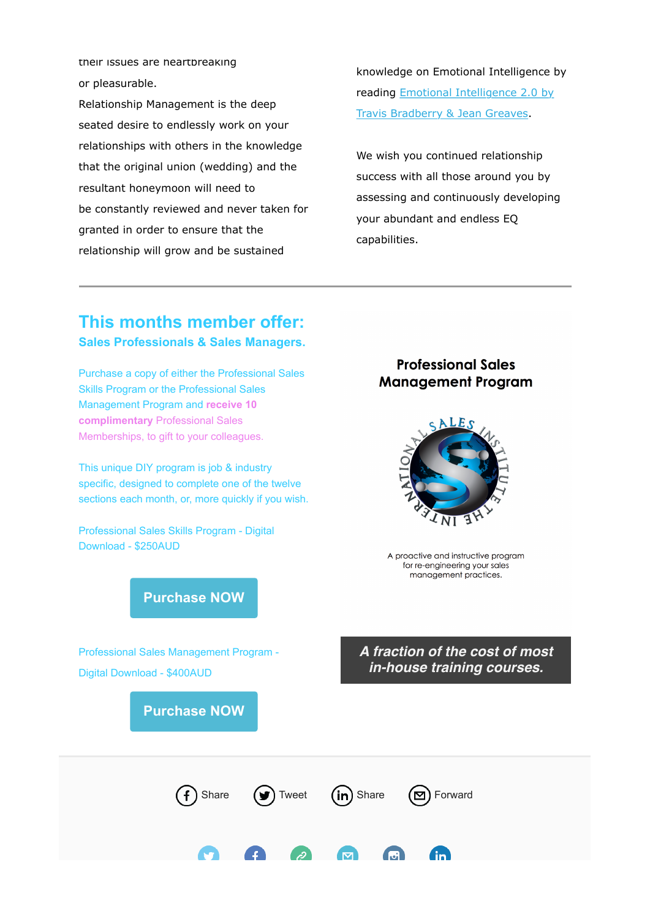their issues are heartbreaking or pleasurable.

Relationship Management is the deep seated desire to endlessly work on your relationships with others in the knowledge that the original union (wedding) and the resultant honeymoon will need to be constantly reviewed and never taken for granted in order to ensure that the relationship will grow and be sustained

knowledge on Emotional Intelligence by reading Emotional Intelligence 2.0 by Travis Bradberry & Jean Greaves.

We wish you continued relationship success with all those around you by assessing and continuously developing your abundant and endless EQ capabilities.

---

## This months member offer:

### Sales Professionals & Sales Managers.

Purchase a copy of either the Professional Sales Skills Program or the Professional Sales Management Program and **receive 10 complimentary** Professional Sales Memberships, to gift to your colleagues.

This unique DIY program is job & industry specific, designed to complete one of the twelve sections each month, or, more quickly if you wish.

Professional Sales Skills Program - Digital Download - $250AUD

Purchase NOW

Professional Sales Management Program - Digital Download - $400AUD

Purchase NOW

**Professional Sales Management Program**

THE INTERNATIONAL SALES INSTITUTE

A proactive and instructive program for re-engineering your sales management practices.

***A fraction of the cost of most in-house training courses.***

Share Tweet Share Forward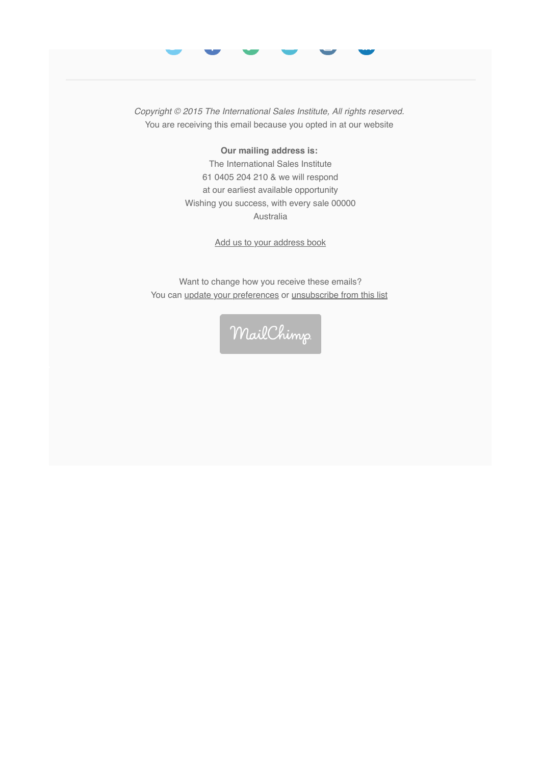*Copyright © 2015 The International Sales Institute, All rights reserved.*
You are receiving this email because you opted in at our website

**Our mailing address is:**
The International Sales Institute
61 0405 204 210 & we will respond
at our earliest available opportunity
Wishing you success, with every sale 00000
Australia

Add us to your address book

Want to change how you receive these emails?
You can update your preferences or unsubscribe from this list

MailChimp